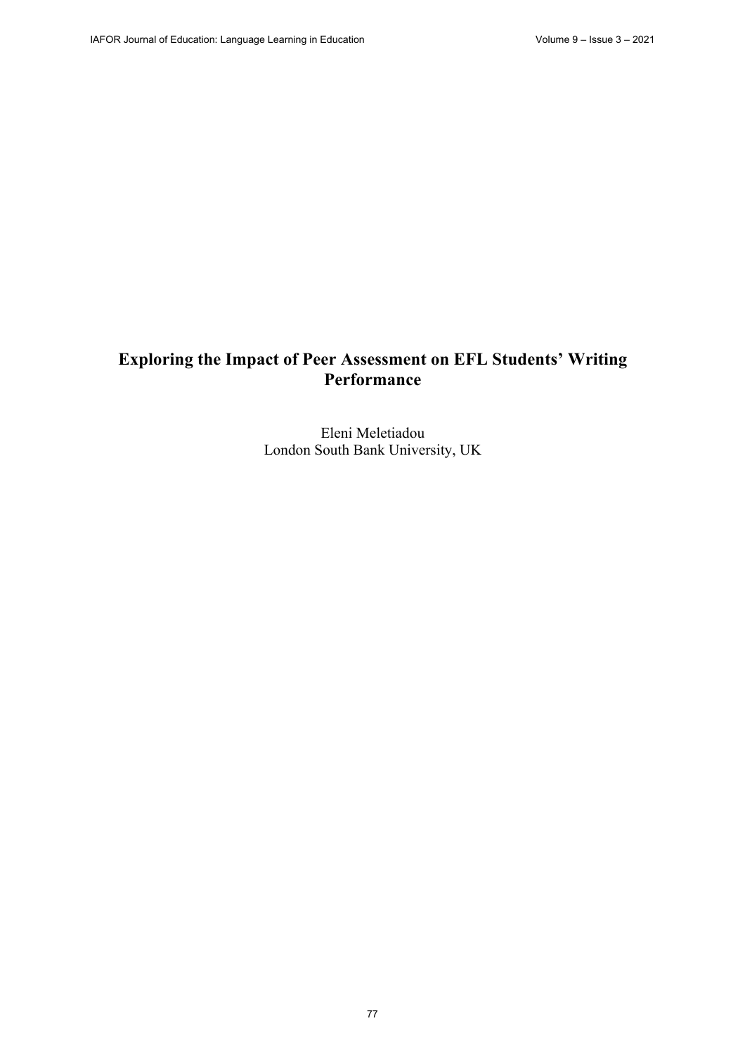# Exploring the Impact of Peer Assessment on EFL Students' Writing Performance

Eleni Meletiadou
London South Bank University, UK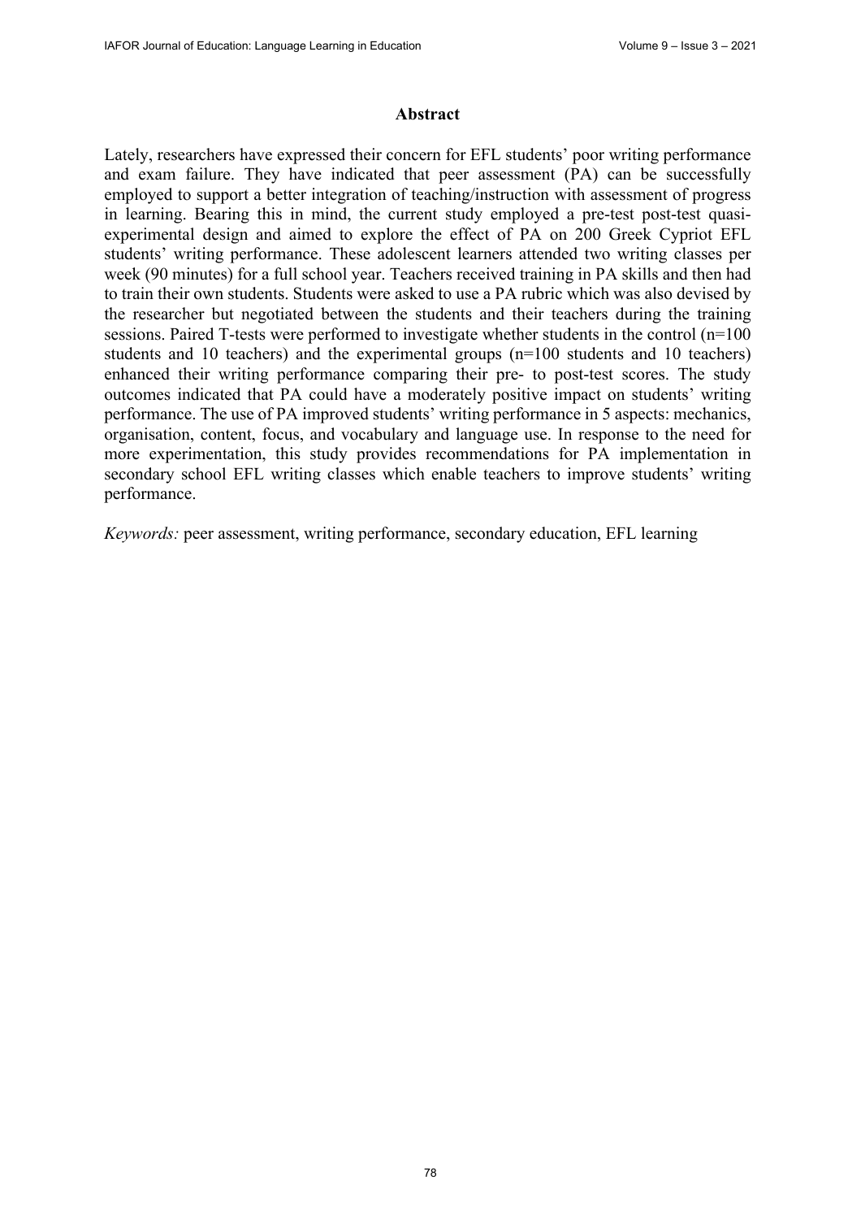## Abstract

Lately, researchers have expressed their concern for EFL students' poor writing performance and exam failure. They have indicated that peer assessment (PA) can be successfully employed to support a better integration of teaching/instruction with assessment of progress in learning. Bearing this in mind, the current study employed a pre-test post-test quasi-experimental design and aimed to explore the effect of PA on 200 Greek Cypriot EFL students' writing performance. These adolescent learners attended two writing classes per week (90 minutes) for a full school year. Teachers received training in PA skills and then had to train their own students. Students were asked to use a PA rubric which was also devised by the researcher but negotiated between the students and their teachers during the training sessions. Paired T-tests were performed to investigate whether students in the control (n=100 students and 10 teachers) and the experimental groups (n=100 students and 10 teachers) enhanced their writing performance comparing their pre- to post-test scores. The study outcomes indicated that PA could have a moderately positive impact on students' writing performance. The use of PA improved students' writing performance in 5 aspects: mechanics, organisation, content, focus, and vocabulary and language use. In response to the need for more experimentation, this study provides recommendations for PA implementation in secondary school EFL writing classes which enable teachers to improve students' writing performance.

*Keywords:* peer assessment, writing performance, secondary education, EFL learning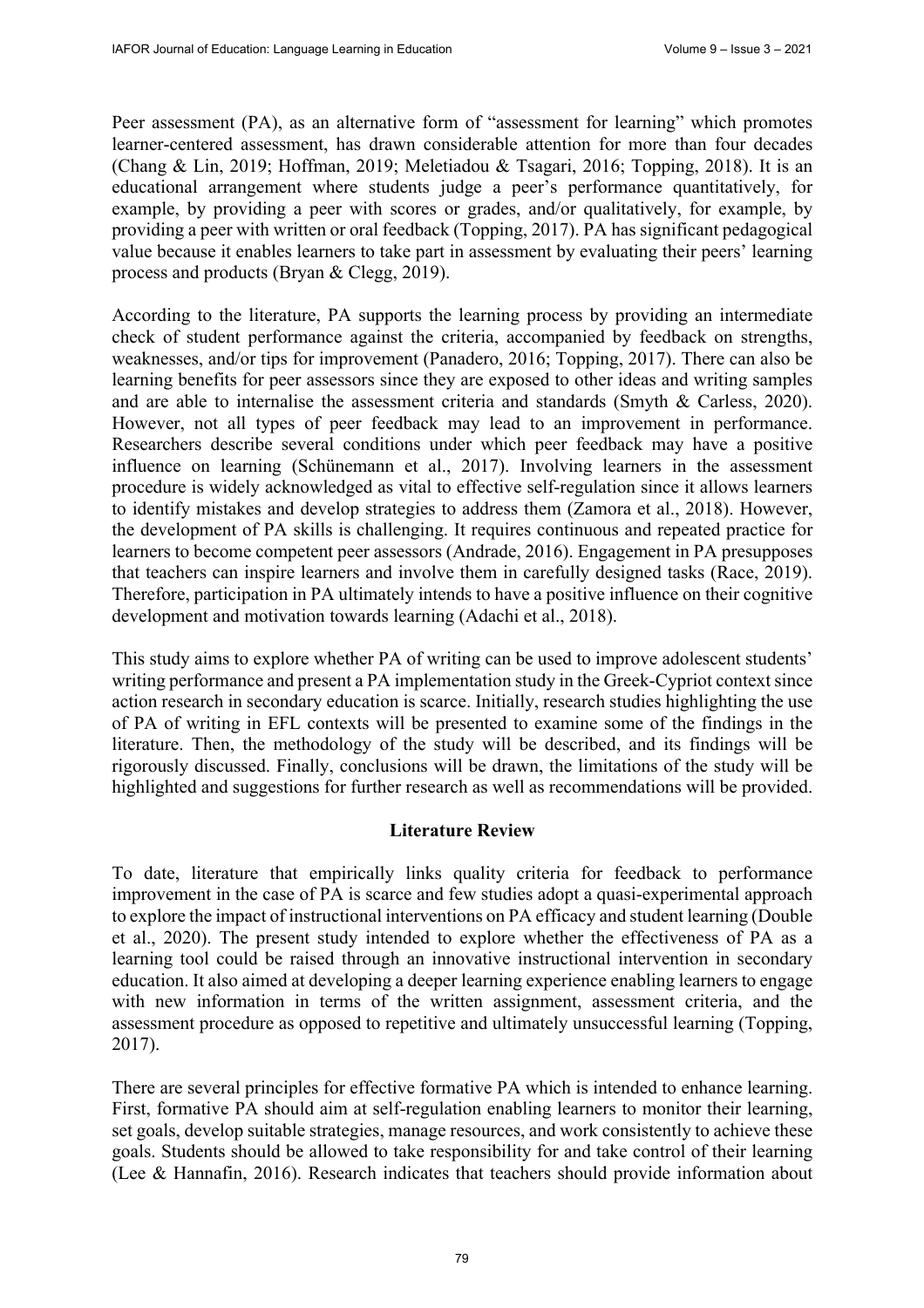Peer assessment (PA), as an alternative form of "assessment for learning" which promotes learner-centered assessment, has drawn considerable attention for more than four decades (Chang & Lin, 2019; Hoffman, 2019; Meletiadou & Tsagari, 2016; Topping, 2018). It is an educational arrangement where students judge a peer's performance quantitatively, for example, by providing a peer with scores or grades, and/or qualitatively, for example, by providing a peer with written or oral feedback (Topping, 2017). PA has significant pedagogical value because it enables learners to take part in assessment by evaluating their peers' learning process and products (Bryan & Clegg, 2019).

According to the literature, PA supports the learning process by providing an intermediate check of student performance against the criteria, accompanied by feedback on strengths, weaknesses, and/or tips for improvement (Panadero, 2016; Topping, 2017). There can also be learning benefits for peer assessors since they are exposed to other ideas and writing samples and are able to internalise the assessment criteria and standards (Smyth & Carless, 2020). However, not all types of peer feedback may lead to an improvement in performance. Researchers describe several conditions under which peer feedback may have a positive influence on learning (Schünemann et al., 2017). Involving learners in the assessment procedure is widely acknowledged as vital to effective self-regulation since it allows learners to identify mistakes and develop strategies to address them (Zamora et al., 2018). However, the development of PA skills is challenging. It requires continuous and repeated practice for learners to become competent peer assessors (Andrade, 2016). Engagement in PA presupposes that teachers can inspire learners and involve them in carefully designed tasks (Race, 2019). Therefore, participation in PA ultimately intends to have a positive influence on their cognitive development and motivation towards learning (Adachi et al., 2018).

This study aims to explore whether PA of writing can be used to improve adolescent students' writing performance and present a PA implementation study in the Greek-Cypriot context since action research in secondary education is scarce. Initially, research studies highlighting the use of PA of writing in EFL contexts will be presented to examine some of the findings in the literature. Then, the methodology of the study will be described, and its findings will be rigorously discussed. Finally, conclusions will be drawn, the limitations of the study will be highlighted and suggestions for further research as well as recommendations will be provided.

## Literature Review

To date, literature that empirically links quality criteria for feedback to performance improvement in the case of PA is scarce and few studies adopt a quasi-experimental approach to explore the impact of instructional interventions on PA efficacy and student learning (Double et al., 2020). The present study intended to explore whether the effectiveness of PA as a learning tool could be raised through an innovative instructional intervention in secondary education. It also aimed at developing a deeper learning experience enabling learners to engage with new information in terms of the written assignment, assessment criteria, and the assessment procedure as opposed to repetitive and ultimately unsuccessful learning (Topping, 2017).

There are several principles for effective formative PA which is intended to enhance learning. First, formative PA should aim at self-regulation enabling learners to monitor their learning, set goals, develop suitable strategies, manage resources, and work consistently to achieve these goals. Students should be allowed to take responsibility for and take control of their learning (Lee & Hannafin, 2016). Research indicates that teachers should provide information about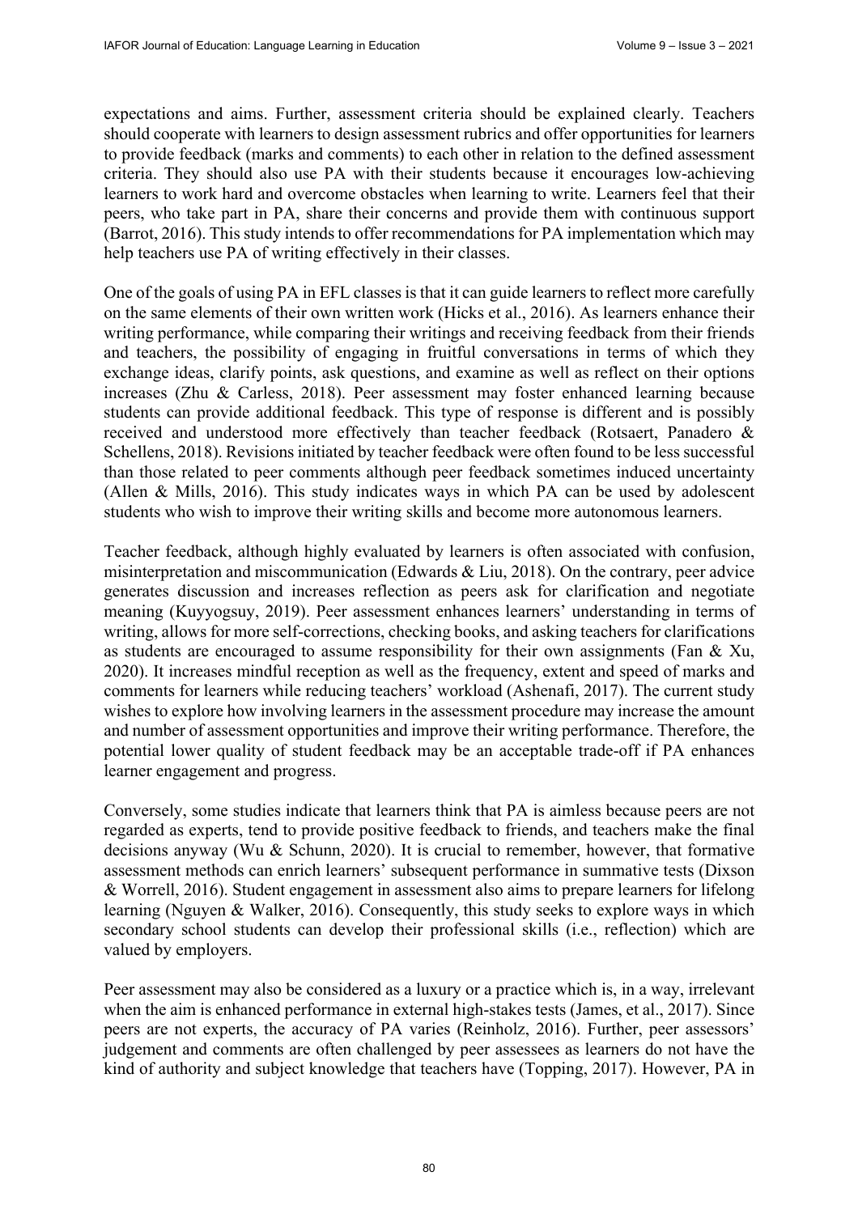expectations and aims. Further, assessment criteria should be explained clearly. Teachers should cooperate with learners to design assessment rubrics and offer opportunities for learners to provide feedback (marks and comments) to each other in relation to the defined assessment criteria. They should also use PA with their students because it encourages low-achieving learners to work hard and overcome obstacles when learning to write. Learners feel that their peers, who take part in PA, share their concerns and provide them with continuous support (Barrot, 2016). This study intends to offer recommendations for PA implementation which may help teachers use PA of writing effectively in their classes.

One of the goals of using PA in EFL classes is that it can guide learners to reflect more carefully on the same elements of their own written work (Hicks et al., 2016). As learners enhance their writing performance, while comparing their writings and receiving feedback from their friends and teachers, the possibility of engaging in fruitful conversations in terms of which they exchange ideas, clarify points, ask questions, and examine as well as reflect on their options increases (Zhu & Carless, 2018). Peer assessment may foster enhanced learning because students can provide additional feedback. This type of response is different and is possibly received and understood more effectively than teacher feedback (Rotsaert, Panadero & Schellens, 2018). Revisions initiated by teacher feedback were often found to be less successful than those related to peer comments although peer feedback sometimes induced uncertainty (Allen & Mills, 2016). This study indicates ways in which PA can be used by adolescent students who wish to improve their writing skills and become more autonomous learners.

Teacher feedback, although highly evaluated by learners is often associated with confusion, misinterpretation and miscommunication (Edwards & Liu, 2018). On the contrary, peer advice generates discussion and increases reflection as peers ask for clarification and negotiate meaning (Kuyyogsuy, 2019). Peer assessment enhances learners' understanding in terms of writing, allows for more self-corrections, checking books, and asking teachers for clarifications as students are encouraged to assume responsibility for their own assignments (Fan & Xu, 2020). It increases mindful reception as well as the frequency, extent and speed of marks and comments for learners while reducing teachers' workload (Ashenafi, 2017). The current study wishes to explore how involving learners in the assessment procedure may increase the amount and number of assessment opportunities and improve their writing performance. Therefore, the potential lower quality of student feedback may be an acceptable trade-off if PA enhances learner engagement and progress.

Conversely, some studies indicate that learners think that PA is aimless because peers are not regarded as experts, tend to provide positive feedback to friends, and teachers make the final decisions anyway (Wu & Schunn, 2020). It is crucial to remember, however, that formative assessment methods can enrich learners' subsequent performance in summative tests (Dixson & Worrell, 2016). Student engagement in assessment also aims to prepare learners for lifelong learning (Nguyen & Walker, 2016). Consequently, this study seeks to explore ways in which secondary school students can develop their professional skills (i.e., reflection) which are valued by employers.

Peer assessment may also be considered as a luxury or a practice which is, in a way, irrelevant when the aim is enhanced performance in external high-stakes tests (James, et al., 2017). Since peers are not experts, the accuracy of PA varies (Reinholz, 2016). Further, peer assessors' judgement and comments are often challenged by peer assessees as learners do not have the kind of authority and subject knowledge that teachers have (Topping, 2017). However, PA in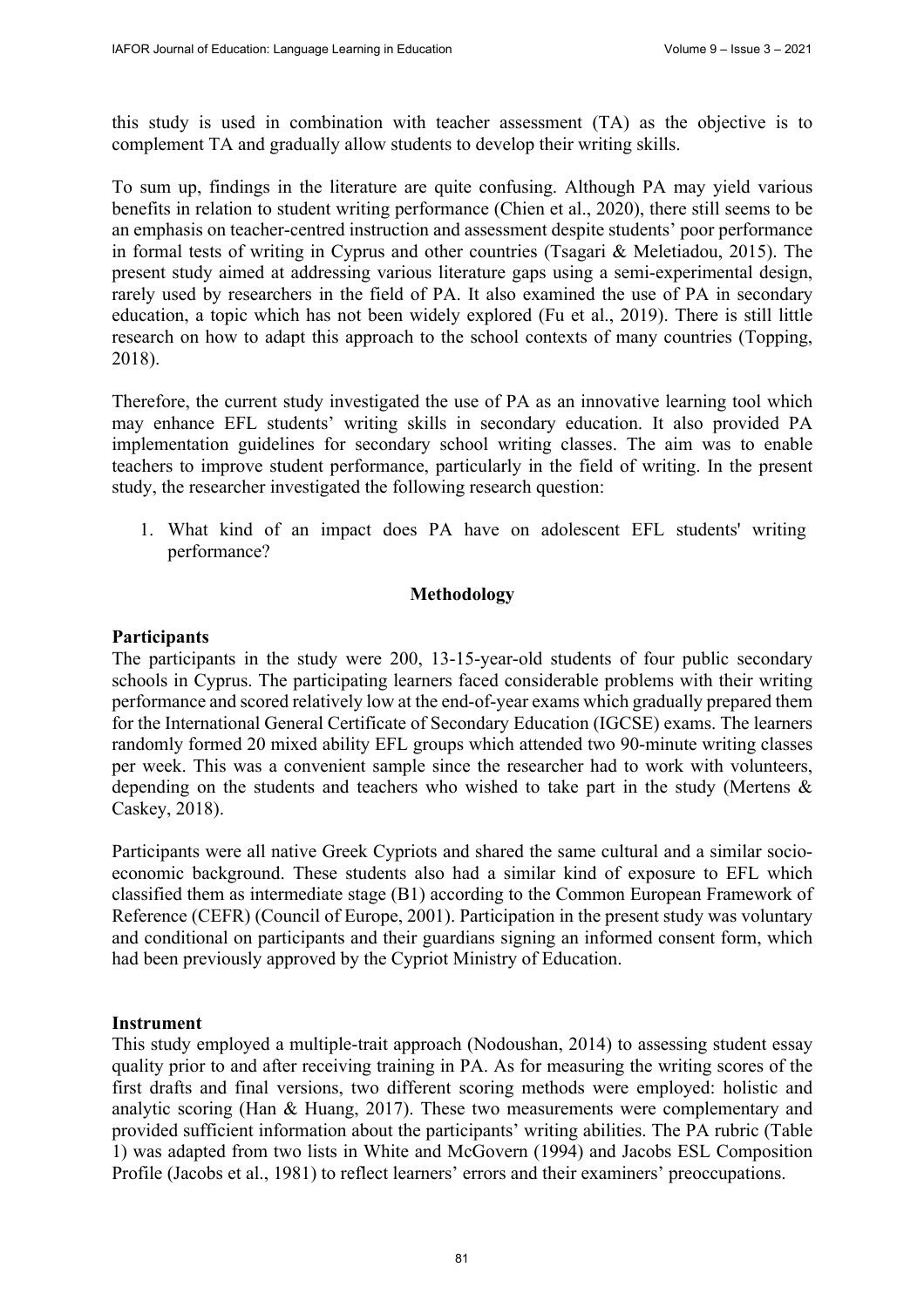this study is used in combination with teacher assessment (TA) as the objective is to complement TA and gradually allow students to develop their writing skills.

To sum up, findings in the literature are quite confusing. Although PA may yield various benefits in relation to student writing performance (Chien et al., 2020), there still seems to be an emphasis on teacher-centred instruction and assessment despite students' poor performance in formal tests of writing in Cyprus and other countries (Tsagari & Meletiadou, 2015). The present study aimed at addressing various literature gaps using a semi-experimental design, rarely used by researchers in the field of PA. It also examined the use of PA in secondary education, a topic which has not been widely explored (Fu et al., 2019). There is still little research on how to adapt this approach to the school contexts of many countries (Topping, 2018).

Therefore, the current study investigated the use of PA as an innovative learning tool which may enhance EFL students' writing skills in secondary education. It also provided PA implementation guidelines for secondary school writing classes. The aim was to enable teachers to improve student performance, particularly in the field of writing. In the present study, the researcher investigated the following research question:

1. What kind of an impact does PA have on adolescent EFL students' writing performance?

## Methodology

### Participants

The participants in the study were 200, 13-15-year-old students of four public secondary schools in Cyprus. The participating learners faced considerable problems with their writing performance and scored relatively low at the end-of-year exams which gradually prepared them for the International General Certificate of Secondary Education (IGCSE) exams. The learners randomly formed 20 mixed ability EFL groups which attended two 90-minute writing classes per week. This was a convenient sample since the researcher had to work with volunteers, depending on the students and teachers who wished to take part in the study (Mertens & Caskey, 2018).

Participants were all native Greek Cypriots and shared the same cultural and a similar socio-economic background. These students also had a similar kind of exposure to EFL which classified them as intermediate stage (B1) according to the Common European Framework of Reference (CEFR) (Council of Europe, 2001). Participation in the present study was voluntary and conditional on participants and their guardians signing an informed consent form, which had been previously approved by the Cypriot Ministry of Education.

### Instrument

This study employed a multiple-trait approach (Nodoushan, 2014) to assessing student essay quality prior to and after receiving training in PA. As for measuring the writing scores of the first drafts and final versions, two different scoring methods were employed: holistic and analytic scoring (Han & Huang, 2017). These two measurements were complementary and provided sufficient information about the participants' writing abilities. The PA rubric (Table 1) was adapted from two lists in White and McGovern (1994) and Jacobs ESL Composition Profile (Jacobs et al., 1981) to reflect learners' errors and their examiners' preoccupations.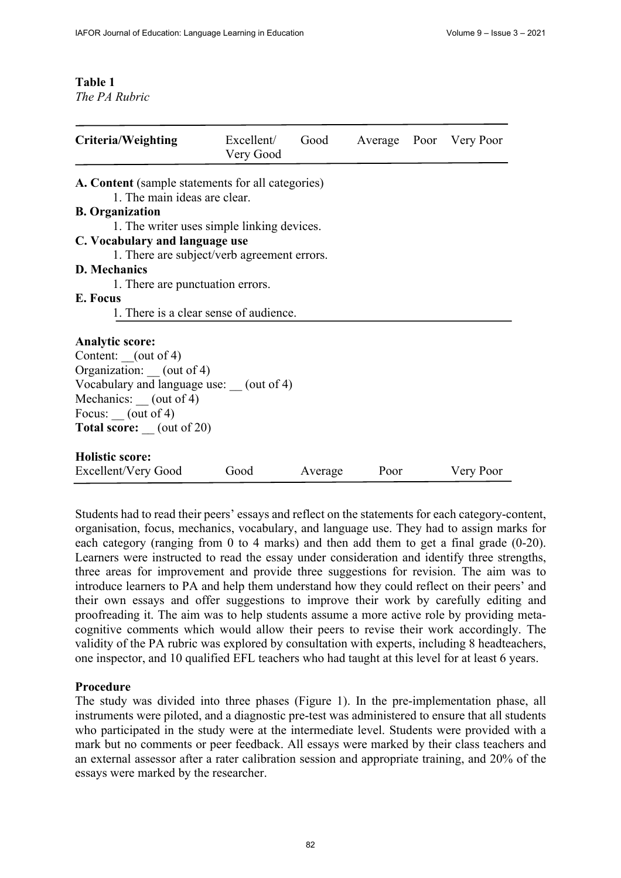**Table 1**
*The PA Rubric*

| Criteria/Weighting | Excellent/ Very Good | Good | Average | Poor | Very Poor |
|---|---|---|---|---|---|
| **A. Content** (sample statements for all categories) | | | | | |
| 1. The main ideas are clear. | | | | | |
| **B. Organization** | | | | | |
| 1. The writer uses simple linking devices. | | | | | |
| **C. Vocabulary and language use** | | | | | |
| 1. There are subject/verb agreement errors. | | | | | |
| **D. Mechanics** | | | | | |
| 1. There are punctuation errors. | | | | | |
| **E. Focus** | | | | | |
| 1. There is a clear sense of audience. | | | | | |

**Analytic score:**
Content: __(out of 4)
Organization: __ (out of 4)
Vocabulary and language use: __ (out of 4)
Mechanics: __ (out of 4)
Focus: __ (out of 4)
**Total score:** __ (out of 20)

**Holistic score:**

| Excellent/Very Good | Good | Average | Poor | Very Poor |
|---|---|---|---|---|

Students had to read their peers' essays and reflect on the statements for each category-content, organisation, focus, mechanics, vocabulary, and language use. They had to assign marks for each category (ranging from 0 to 4 marks) and then add them to get a final grade (0-20). Learners were instructed to read the essay under consideration and identify three strengths, three areas for improvement and provide three suggestions for revision. The aim was to introduce learners to PA and help them understand how they could reflect on their peers' and their own essays and offer suggestions to improve their work by carefully editing and proofreading it. The aim was to help students assume a more active role by providing meta-cognitive comments which would allow their peers to revise their work accordingly. The validity of the PA rubric was explored by consultation with experts, including 8 headteachers, one inspector, and 10 qualified EFL teachers who had taught at this level for at least 6 years.

**Procedure**

The study was divided into three phases (Figure 1). In the pre-implementation phase, all instruments were piloted, and a diagnostic pre-test was administered to ensure that all students who participated in the study were at the intermediate level. Students were provided with a mark but no comments or peer feedback. All essays were marked by their class teachers and an external assessor after a rater calibration session and appropriate training, and 20% of the essays were marked by the researcher.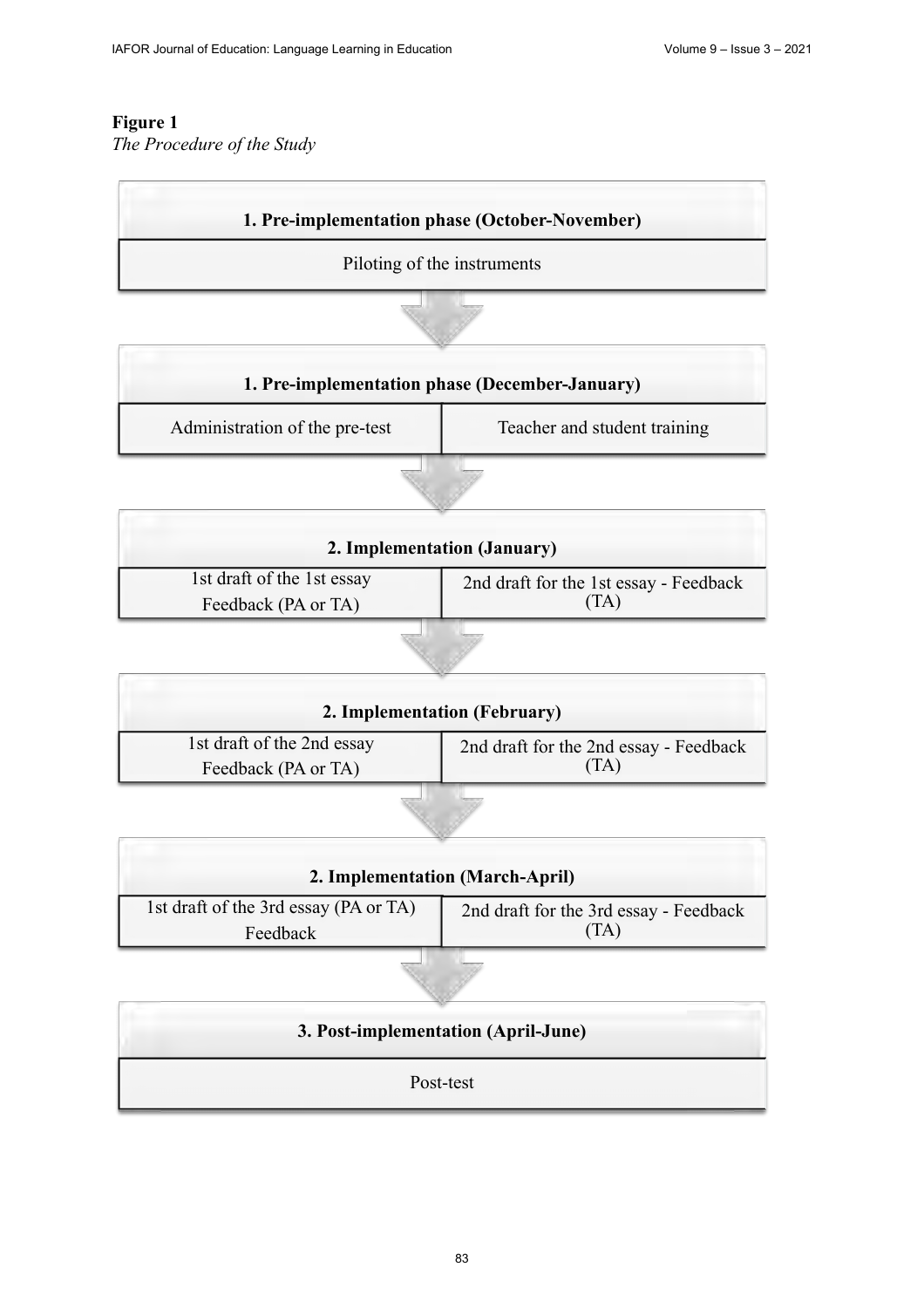**Figure 1**
*The Procedure of the Study*

**1. Pre-implementation phase (October-November)**

Piloting of the instruments

**1. Pre-implementation phase (December-January)**

Administration of the pre-test

Teacher and student training

**2. Implementation (January)**

1st draft of the 1st essay Feedback (PA or TA)

2nd draft for the 1st essay - Feedback (TA)

**2. Implementation (February)**

1st draft of the 2nd essay Feedback (PA or TA)

2nd draft for the 2nd essay - Feedback (TA)

**2. Implementation (March-April)**

1st draft of the 3rd essay (PA or TA) Feedback

2nd draft for the 3rd essay - Feedback (TA)

**3. Post-implementation (April-June)**

Post-test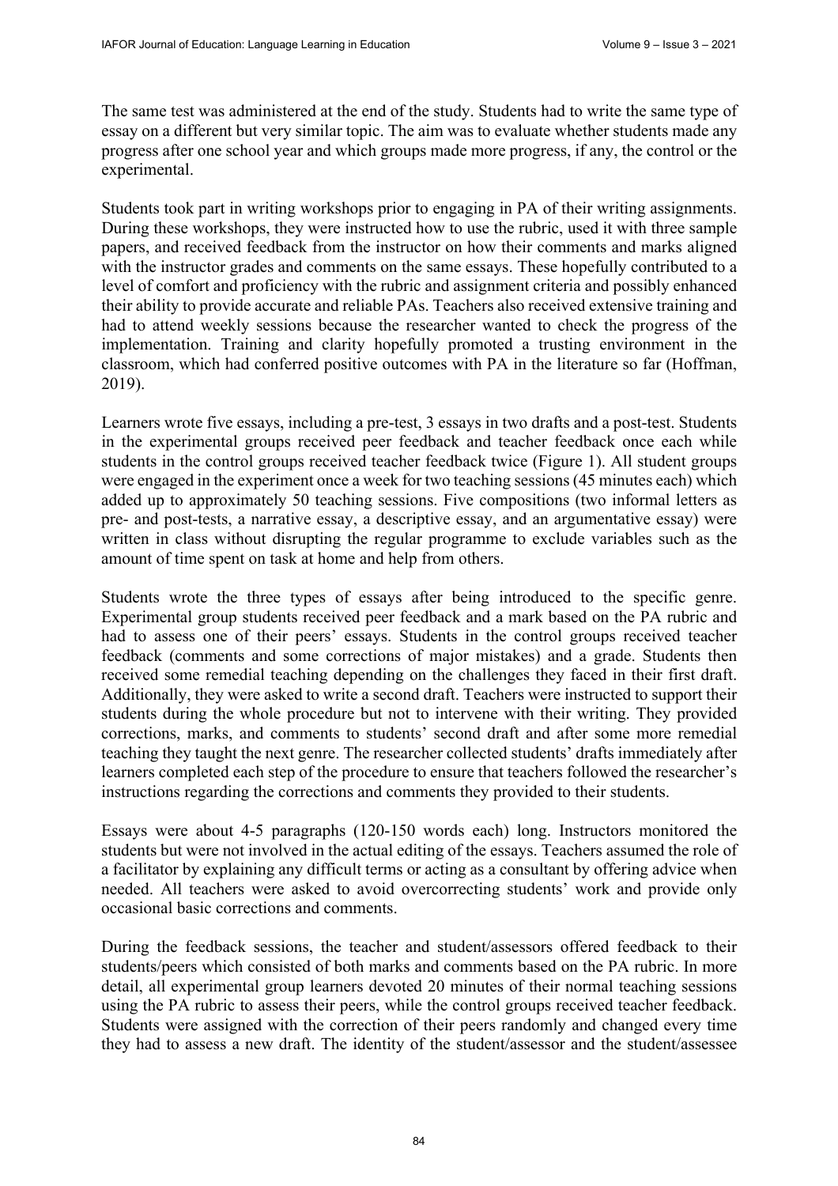The same test was administered at the end of the study. Students had to write the same type of essay on a different but very similar topic. The aim was to evaluate whether students made any progress after one school year and which groups made more progress, if any, the control or the experimental.

Students took part in writing workshops prior to engaging in PA of their writing assignments. During these workshops, they were instructed how to use the rubric, used it with three sample papers, and received feedback from the instructor on how their comments and marks aligned with the instructor grades and comments on the same essays. These hopefully contributed to a level of comfort and proficiency with the rubric and assignment criteria and possibly enhanced their ability to provide accurate and reliable PAs. Teachers also received extensive training and had to attend weekly sessions because the researcher wanted to check the progress of the implementation. Training and clarity hopefully promoted a trusting environment in the classroom, which had conferred positive outcomes with PA in the literature so far (Hoffman, 2019).

Learners wrote five essays, including a pre-test, 3 essays in two drafts and a post-test. Students in the experimental groups received peer feedback and teacher feedback once each while students in the control groups received teacher feedback twice (Figure 1). All student groups were engaged in the experiment once a week for two teaching sessions (45 minutes each) which added up to approximately 50 teaching sessions. Five compositions (two informal letters as pre- and post-tests, a narrative essay, a descriptive essay, and an argumentative essay) were written in class without disrupting the regular programme to exclude variables such as the amount of time spent on task at home and help from others.

Students wrote the three types of essays after being introduced to the specific genre. Experimental group students received peer feedback and a mark based on the PA rubric and had to assess one of their peers' essays. Students in the control groups received teacher feedback (comments and some corrections of major mistakes) and a grade. Students then received some remedial teaching depending on the challenges they faced in their first draft. Additionally, they were asked to write a second draft. Teachers were instructed to support their students during the whole procedure but not to intervene with their writing. They provided corrections, marks, and comments to students' second draft and after some more remedial teaching they taught the next genre. The researcher collected students' drafts immediately after learners completed each step of the procedure to ensure that teachers followed the researcher's instructions regarding the corrections and comments they provided to their students.

Essays were about 4-5 paragraphs (120-150 words each) long. Instructors monitored the students but were not involved in the actual editing of the essays. Teachers assumed the role of a facilitator by explaining any difficult terms or acting as a consultant by offering advice when needed. All teachers were asked to avoid overcorrecting students' work and provide only occasional basic corrections and comments.

During the feedback sessions, the teacher and student/assessors offered feedback to their students/peers which consisted of both marks and comments based on the PA rubric. In more detail, all experimental group learners devoted 20 minutes of their normal teaching sessions using the PA rubric to assess their peers, while the control groups received teacher feedback. Students were assigned with the correction of their peers randomly and changed every time they had to assess a new draft. The identity of the student/assessor and the student/assessee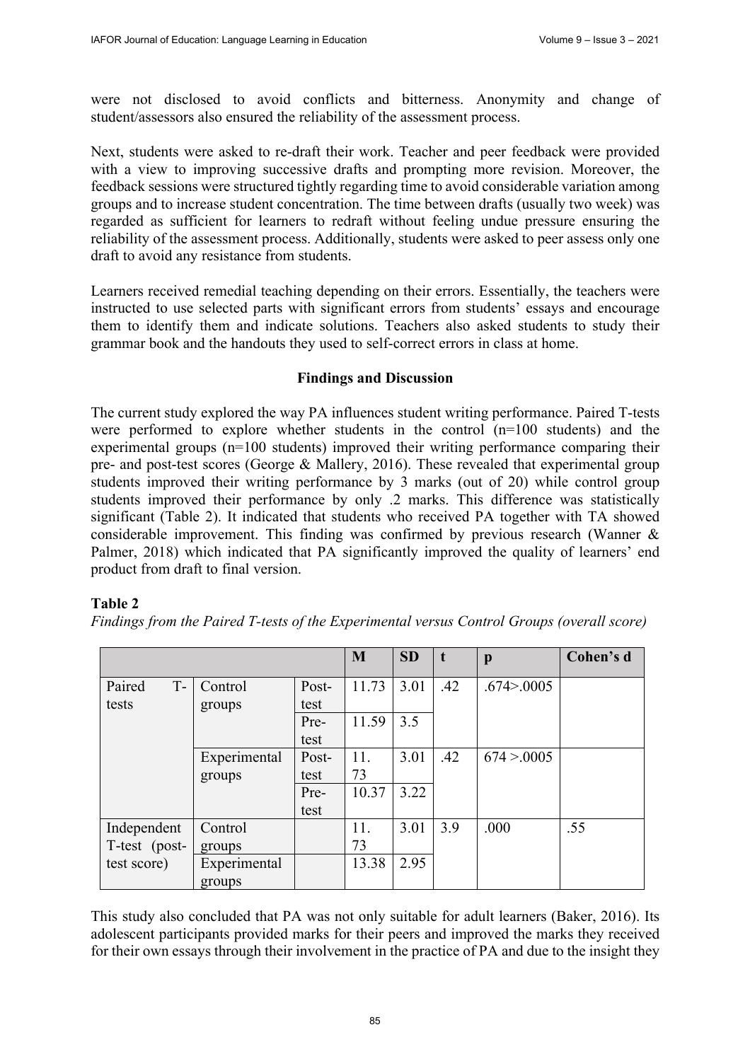were not disclosed to avoid conflicts and bitterness. Anonymity and change of student/assessors also ensured the reliability of the assessment process.

Next, students were asked to re-draft their work. Teacher and peer feedback were provided with a view to improving successive drafts and prompting more revision. Moreover, the feedback sessions were structured tightly regarding time to avoid considerable variation among groups and to increase student concentration. The time between drafts (usually two week) was regarded as sufficient for learners to redraft without feeling undue pressure ensuring the reliability of the assessment process. Additionally, students were asked to peer assess only one draft to avoid any resistance from students.

Learners received remedial teaching depending on their errors. Essentially, the teachers were instructed to use selected parts with significant errors from students' essays and encourage them to identify them and indicate solutions. Teachers also asked students to study their grammar book and the handouts they used to self-correct errors in class at home.

## Findings and Discussion

The current study explored the way PA influences student writing performance. Paired T-tests were performed to explore whether students in the control (n=100 students) and the experimental groups (n=100 students) improved their writing performance comparing their pre- and post-test scores (George & Mallery, 2016). These revealed that experimental group students improved their writing performance by 3 marks (out of 20) while control group students improved their performance by only .2 marks. This difference was statistically significant (Table 2). It indicated that students who received PA together with TA showed considerable improvement. This finding was confirmed by previous research (Wanner & Palmer, 2018) which indicated that PA significantly improved the quality of learners' end product from draft to final version.

**Table 2**

*Findings from the Paired T-tests of the Experimental versus Control Groups (overall score)*

| | | | M | SD | t | p | Cohen's d |
|---|---|---|---|---|---|---|---|
| Paired T-tests | Control groups | Post-test | 11.73 | 3.01 | .42 | .674>.0005 | |
| | | Pre-test | 11.59 | 3.5 | | | |
| | Experimental groups | Post-test | 11.73 | 3.01 | .42 | 674 >.0005 | |
| | | Pre-test | 10.37 | 3.22 | | | |
| Independent T-test (post-test score) | Control groups | | 11.73 | 3.01 | 3.9 | .000 | .55 |
| | Experimental groups | | 13.38 | 2.95 | | | |

This study also concluded that PA was not only suitable for adult learners (Baker, 2016). Its adolescent participants provided marks for their peers and improved the marks they received for their own essays through their involvement in the practice of PA and due to the insight they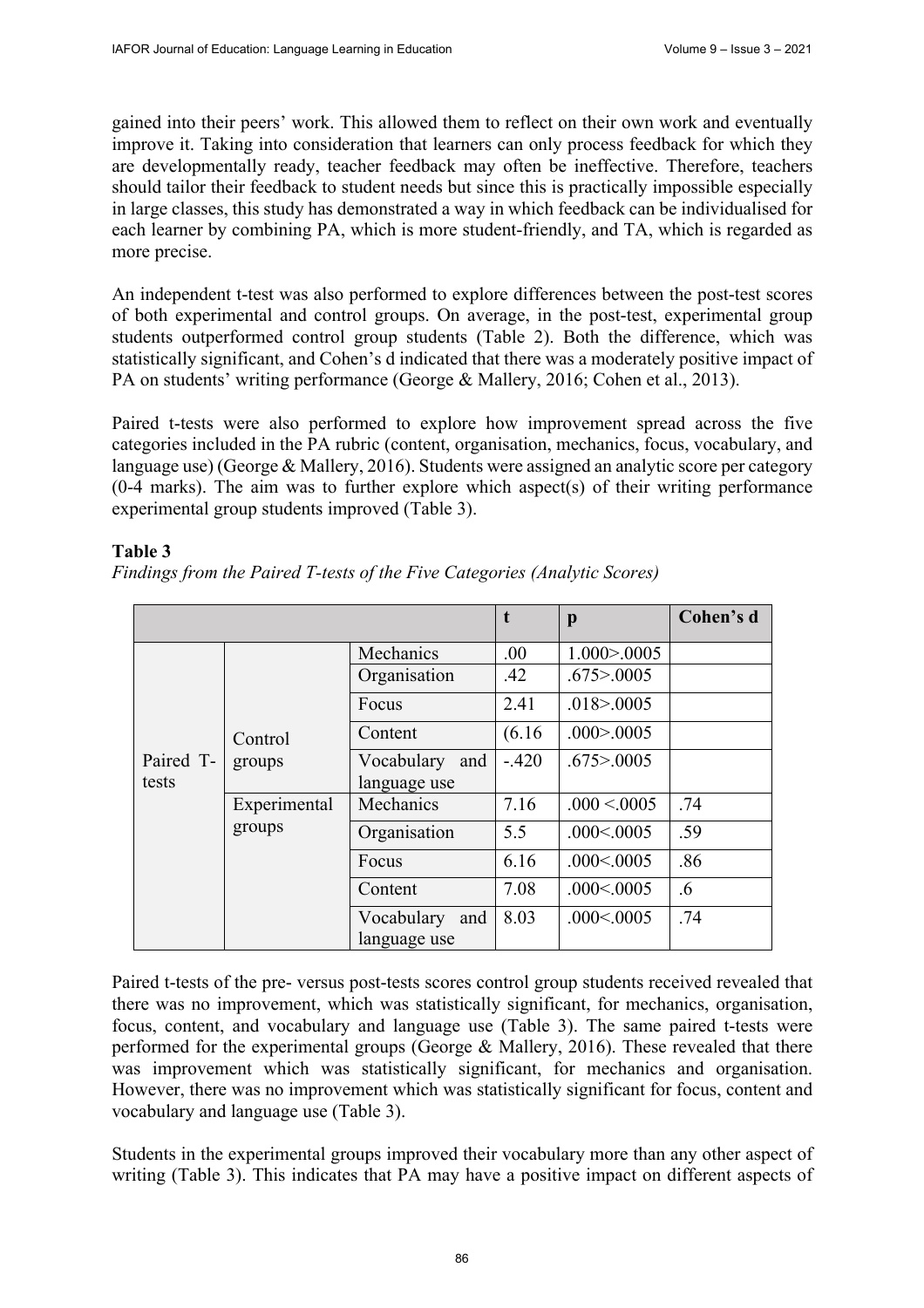gained into their peers' work. This allowed them to reflect on their own work and eventually improve it. Taking into consideration that learners can only process feedback for which they are developmentally ready, teacher feedback may often be ineffective. Therefore, teachers should tailor their feedback to student needs but since this is practically impossible especially in large classes, this study has demonstrated a way in which feedback can be individualised for each learner by combining PA, which is more student-friendly, and TA, which is regarded as more precise.

An independent t-test was also performed to explore differences between the post-test scores of both experimental and control groups. On average, in the post-test, experimental group students outperformed control group students (Table 2). Both the difference, which was statistically significant, and Cohen's d indicated that there was a moderately positive impact of PA on students' writing performance (George & Mallery, 2016; Cohen et al., 2013).

Paired t-tests were also performed to explore how improvement spread across the five categories included in the PA rubric (content, organisation, mechanics, focus, vocabulary, and language use) (George & Mallery, 2016). Students were assigned an analytic score per category (0-4 marks). The aim was to further explore which aspect(s) of their writing performance experimental group students improved (Table 3).

**Table 3**

*Findings from the Paired T-tests of the Five Categories (Analytic Scores)*

| | | | t | p | Cohen's d |
|---|---|---|---|---|---|
| Paired T-tests | Control groups | Mechanics | .00 | 1.000>.0005 | |
| | | Organisation | .42 | .675>.0005 | |
| | | Focus | 2.41 | .018>.0005 | |
| | | Content | (6.16 | .000>.0005 | |
| | | Vocabulary and language use | -.420 | .675>.0005 | |
| | Experimental groups | Mechanics | 7.16 | .000 <.0005 | .74 |
| | | Organisation | 5.5 | .000<.0005 | .59 |
| | | Focus | 6.16 | .000<.0005 | .86 |
| | | Content | 7.08 | .000<.0005 | .6 |
| | | Vocabulary and language use | 8.03 | .000<.0005 | .74 |

Paired t-tests of the pre- versus post-tests scores control group students received revealed that there was no improvement, which was statistically significant, for mechanics, organisation, focus, content, and vocabulary and language use (Table 3). The same paired t-tests were performed for the experimental groups (George & Mallery, 2016). These revealed that there was improvement which was statistically significant, for mechanics and organisation. However, there was no improvement which was statistically significant for focus, content and vocabulary and language use (Table 3).

Students in the experimental groups improved their vocabulary more than any other aspect of writing (Table 3). This indicates that PA may have a positive impact on different aspects of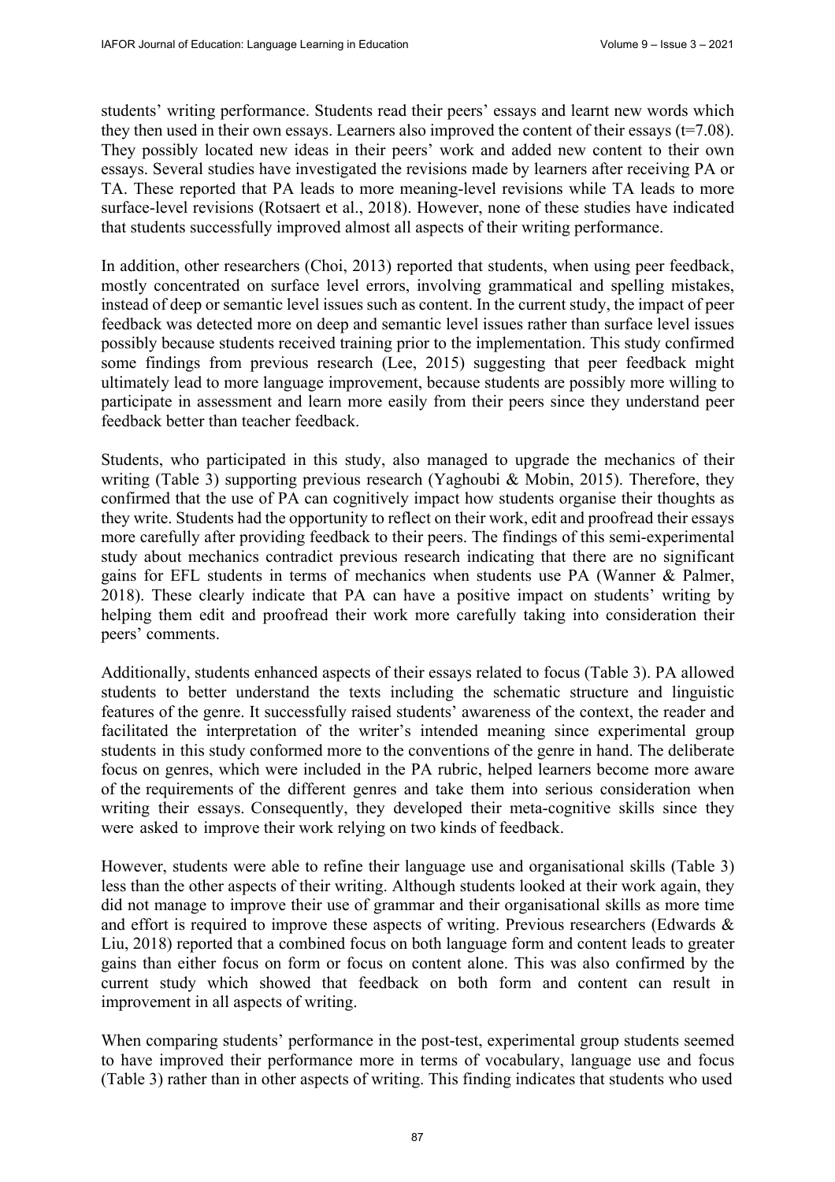students' writing performance. Students read their peers' essays and learnt new words which they then used in their own essays. Learners also improved the content of their essays ($t=7.08$). They possibly located new ideas in their peers' work and added new content to their own essays. Several studies have investigated the revisions made by learners after receiving PA or TA. These reported that PA leads to more meaning-level revisions while TA leads to more surface-level revisions (Rotsaert et al., 2018). However, none of these studies have indicated that students successfully improved almost all aspects of their writing performance.

In addition, other researchers (Choi, 2013) reported that students, when using peer feedback, mostly concentrated on surface level errors, involving grammatical and spelling mistakes, instead of deep or semantic level issues such as content. In the current study, the impact of peer feedback was detected more on deep and semantic level issues rather than surface level issues possibly because students received training prior to the implementation. This study confirmed some findings from previous research (Lee, 2015) suggesting that peer feedback might ultimately lead to more language improvement, because students are possibly more willing to participate in assessment and learn more easily from their peers since they understand peer feedback better than teacher feedback.

Students, who participated in this study, also managed to upgrade the mechanics of their writing (Table 3) supporting previous research (Yaghoubi & Mobin, 2015). Therefore, they confirmed that the use of PA can cognitively impact how students organise their thoughts as they write. Students had the opportunity to reflect on their work, edit and proofread their essays more carefully after providing feedback to their peers. The findings of this semi-experimental study about mechanics contradict previous research indicating that there are no significant gains for EFL students in terms of mechanics when students use PA (Wanner & Palmer, 2018). These clearly indicate that PA can have a positive impact on students' writing by helping them edit and proofread their work more carefully taking into consideration their peers' comments.

Additionally, students enhanced aspects of their essays related to focus (Table 3). PA allowed students to better understand the texts including the schematic structure and linguistic features of the genre. It successfully raised students' awareness of the context, the reader and facilitated the interpretation of the writer's intended meaning since experimental group students in this study conformed more to the conventions of the genre in hand. The deliberate focus on genres, which were included in the PA rubric, helped learners become more aware of the requirements of the different genres and take them into serious consideration when writing their essays. Consequently, they developed their meta-cognitive skills since they were asked to improve their work relying on two kinds of feedback.

However, students were able to refine their language use and organisational skills (Table 3) less than the other aspects of their writing. Although students looked at their work again, they did not manage to improve their use of grammar and their organisational skills as more time and effort is required to improve these aspects of writing. Previous researchers (Edwards & Liu, 2018) reported that a combined focus on both language form and content leads to greater gains than either focus on form or focus on content alone. This was also confirmed by the current study which showed that feedback on both form and content can result in improvement in all aspects of writing.

When comparing students' performance in the post-test, experimental group students seemed to have improved their performance more in terms of vocabulary, language use and focus (Table 3) rather than in other aspects of writing. This finding indicates that students who used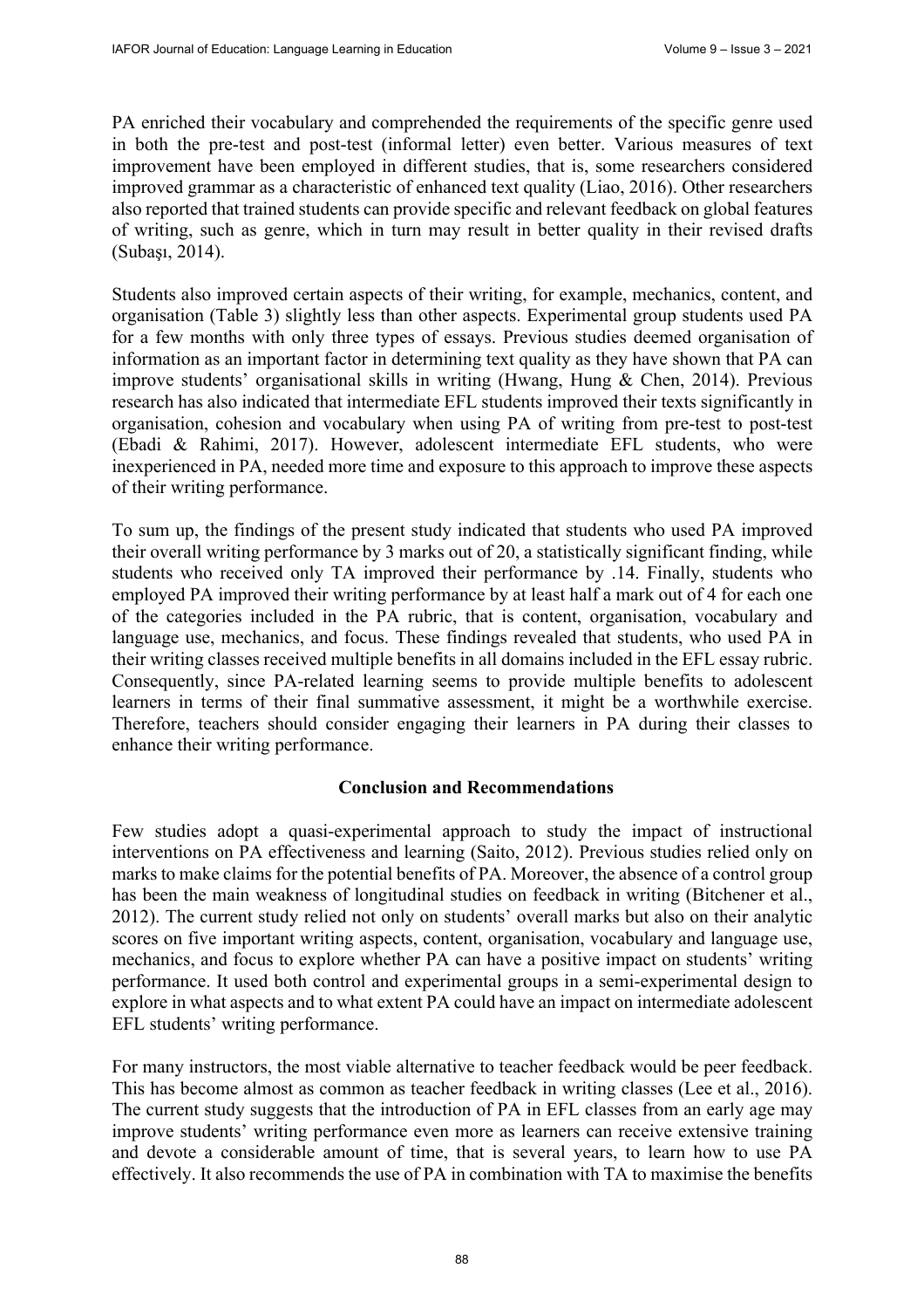PA enriched their vocabulary and comprehended the requirements of the specific genre used in both the pre-test and post-test (informal letter) even better. Various measures of text improvement have been employed in different studies, that is, some researchers considered improved grammar as a characteristic of enhanced text quality (Liao, 2016). Other researchers also reported that trained students can provide specific and relevant feedback on global features of writing, such as genre, which in turn may result in better quality in their revised drafts (Subaşı, 2014).

Students also improved certain aspects of their writing, for example, mechanics, content, and organisation (Table 3) slightly less than other aspects. Experimental group students used PA for a few months with only three types of essays. Previous studies deemed organisation of information as an important factor in determining text quality as they have shown that PA can improve students' organisational skills in writing (Hwang, Hung & Chen, 2014). Previous research has also indicated that intermediate EFL students improved their texts significantly in organisation, cohesion and vocabulary when using PA of writing from pre-test to post-test (Ebadi & Rahimi, 2017). However, adolescent intermediate EFL students, who were inexperienced in PA, needed more time and exposure to this approach to improve these aspects of their writing performance.

To sum up, the findings of the present study indicated that students who used PA improved their overall writing performance by 3 marks out of 20, a statistically significant finding, while students who received only TA improved their performance by .14. Finally, students who employed PA improved their writing performance by at least half a mark out of 4 for each one of the categories included in the PA rubric, that is content, organisation, vocabulary and language use, mechanics, and focus. These findings revealed that students, who used PA in their writing classes received multiple benefits in all domains included in the EFL essay rubric. Consequently, since PA-related learning seems to provide multiple benefits to adolescent learners in terms of their final summative assessment, it might be a worthwhile exercise. Therefore, teachers should consider engaging their learners in PA during their classes to enhance their writing performance.

## Conclusion and Recommendations

Few studies adopt a quasi-experimental approach to study the impact of instructional interventions on PA effectiveness and learning (Saito, 2012). Previous studies relied only on marks to make claims for the potential benefits of PA. Moreover, the absence of a control group has been the main weakness of longitudinal studies on feedback in writing (Bitchener et al., 2012). The current study relied not only on students' overall marks but also on their analytic scores on five important writing aspects, content, organisation, vocabulary and language use, mechanics, and focus to explore whether PA can have a positive impact on students' writing performance. It used both control and experimental groups in a semi-experimental design to explore in what aspects and to what extent PA could have an impact on intermediate adolescent EFL students' writing performance.

For many instructors, the most viable alternative to teacher feedback would be peer feedback. This has become almost as common as teacher feedback in writing classes (Lee et al., 2016). The current study suggests that the introduction of PA in EFL classes from an early age may improve students' writing performance even more as learners can receive extensive training and devote a considerable amount of time, that is several years, to learn how to use PA effectively. It also recommends the use of PA in combination with TA to maximise the benefits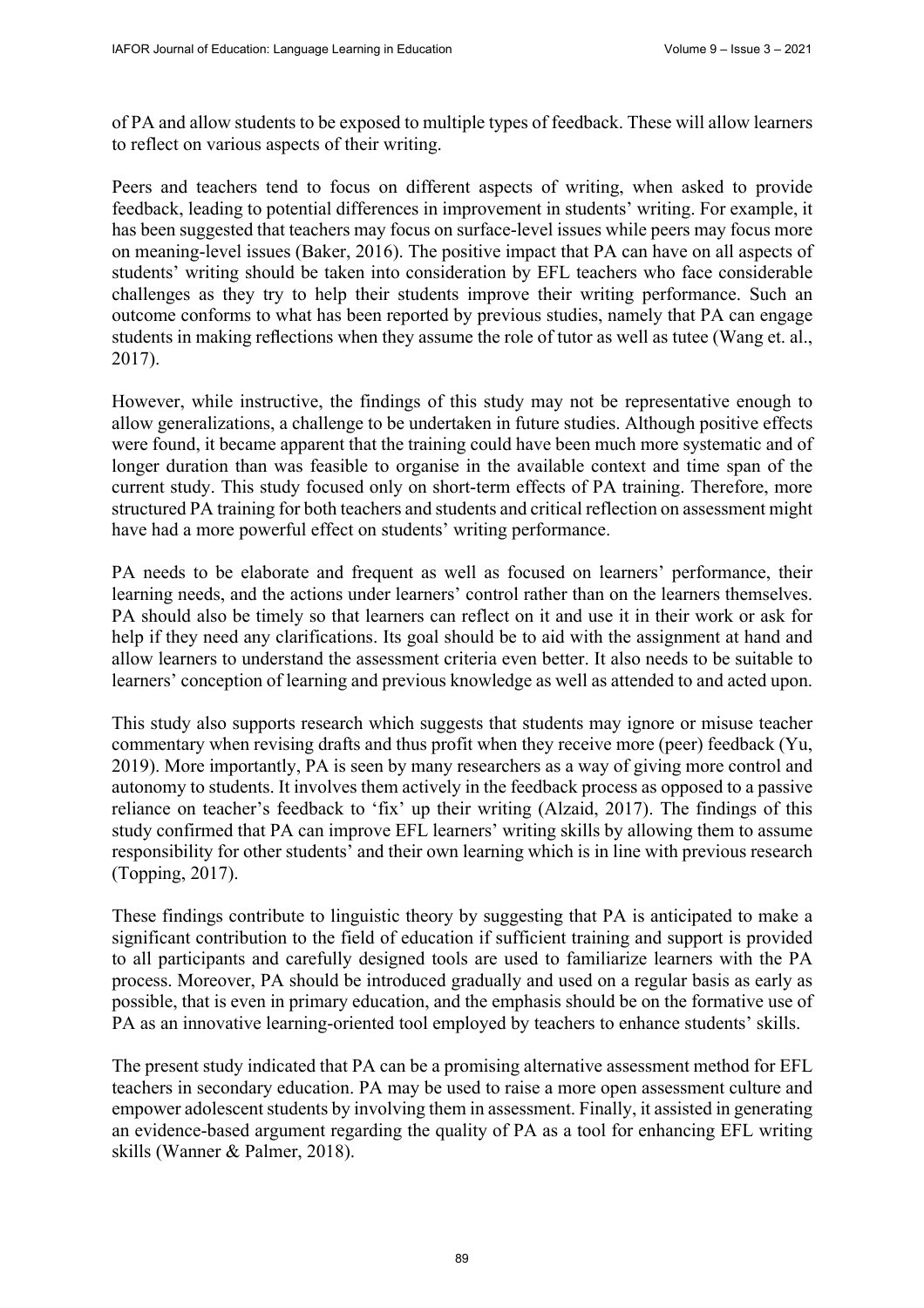of PA and allow students to be exposed to multiple types of feedback. These will allow learners to reflect on various aspects of their writing.

Peers and teachers tend to focus on different aspects of writing, when asked to provide feedback, leading to potential differences in improvement in students' writing. For example, it has been suggested that teachers may focus on surface-level issues while peers may focus more on meaning-level issues (Baker, 2016). The positive impact that PA can have on all aspects of students' writing should be taken into consideration by EFL teachers who face considerable challenges as they try to help their students improve their writing performance. Such an outcome conforms to what has been reported by previous studies, namely that PA can engage students in making reflections when they assume the role of tutor as well as tutee (Wang et. al., 2017).

However, while instructive, the findings of this study may not be representative enough to allow generalizations, a challenge to be undertaken in future studies. Although positive effects were found, it became apparent that the training could have been much more systematic and of longer duration than was feasible to organise in the available context and time span of the current study. This study focused only on short-term effects of PA training. Therefore, more structured PA training for both teachers and students and critical reflection on assessment might have had a more powerful effect on students' writing performance.

PA needs to be elaborate and frequent as well as focused on learners' performance, their learning needs, and the actions under learners' control rather than on the learners themselves. PA should also be timely so that learners can reflect on it and use it in their work or ask for help if they need any clarifications. Its goal should be to aid with the assignment at hand and allow learners to understand the assessment criteria even better. It also needs to be suitable to learners' conception of learning and previous knowledge as well as attended to and acted upon.

This study also supports research which suggests that students may ignore or misuse teacher commentary when revising drafts and thus profit when they receive more (peer) feedback (Yu, 2019). More importantly, PA is seen by many researchers as a way of giving more control and autonomy to students. It involves them actively in the feedback process as opposed to a passive reliance on teacher's feedback to 'fix' up their writing (Alzaid, 2017). The findings of this study confirmed that PA can improve EFL learners' writing skills by allowing them to assume responsibility for other students' and their own learning which is in line with previous research (Topping, 2017).

These findings contribute to linguistic theory by suggesting that PA is anticipated to make a significant contribution to the field of education if sufficient training and support is provided to all participants and carefully designed tools are used to familiarize learners with the PA process. Moreover, PA should be introduced gradually and used on a regular basis as early as possible, that is even in primary education, and the emphasis should be on the formative use of PA as an innovative learning-oriented tool employed by teachers to enhance students' skills.

The present study indicated that PA can be a promising alternative assessment method for EFL teachers in secondary education. PA may be used to raise a more open assessment culture and empower adolescent students by involving them in assessment. Finally, it assisted in generating an evidence-based argument regarding the quality of PA as a tool for enhancing EFL writing skills (Wanner & Palmer, 2018).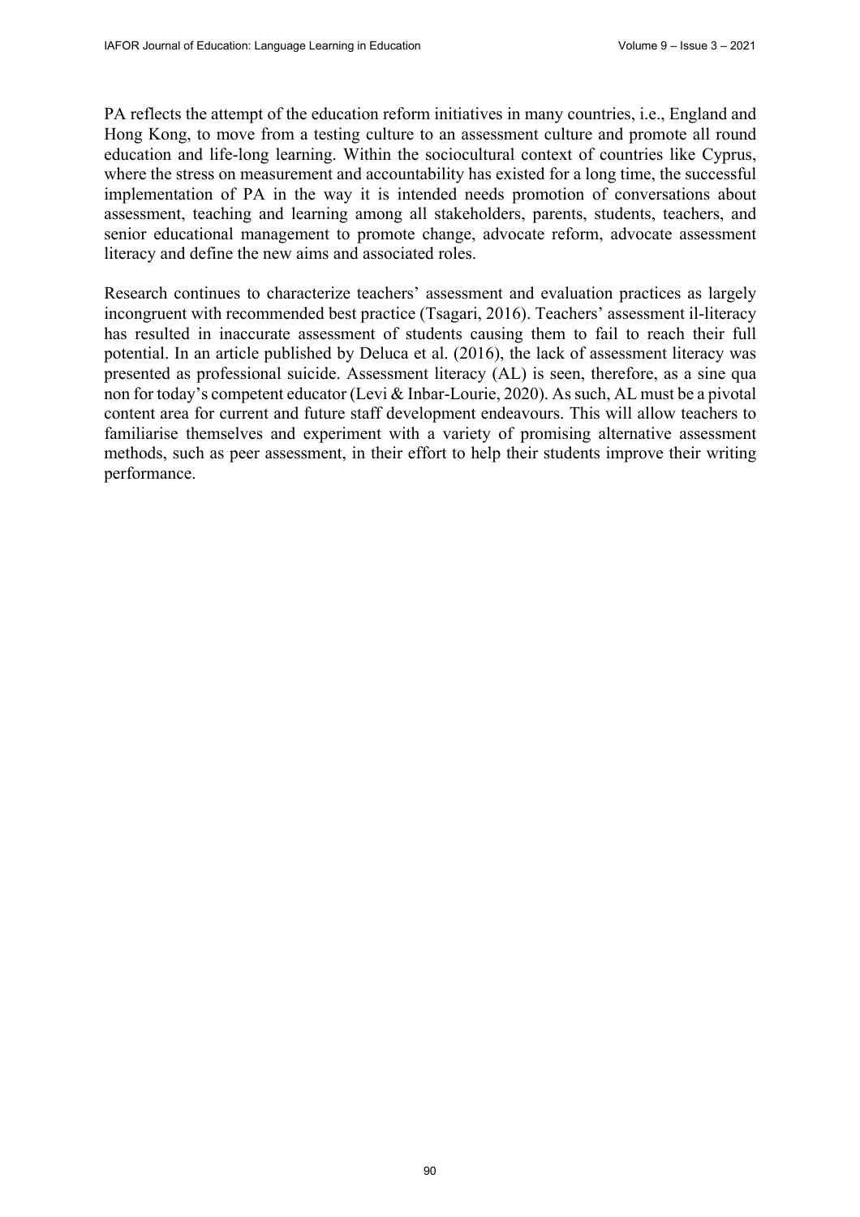PA reflects the attempt of the education reform initiatives in many countries, i.e., England and Hong Kong, to move from a testing culture to an assessment culture and promote all round education and life-long learning. Within the sociocultural context of countries like Cyprus, where the stress on measurement and accountability has existed for a long time, the successful implementation of PA in the way it is intended needs promotion of conversations about assessment, teaching and learning among all stakeholders, parents, students, teachers, and senior educational management to promote change, advocate reform, advocate assessment literacy and define the new aims and associated roles.

Research continues to characterize teachers' assessment and evaluation practices as largely incongruent with recommended best practice (Tsagari, 2016). Teachers' assessment il-literacy has resulted in inaccurate assessment of students causing them to fail to reach their full potential. In an article published by Deluca et al. (2016), the lack of assessment literacy was presented as professional suicide. Assessment literacy (AL) is seen, therefore, as a sine qua non for today's competent educator (Levi & Inbar-Lourie, 2020). As such, AL must be a pivotal content area for current and future staff development endeavours. This will allow teachers to familiarise themselves and experiment with a variety of promising alternative assessment methods, such as peer assessment, in their effort to help their students improve their writing performance.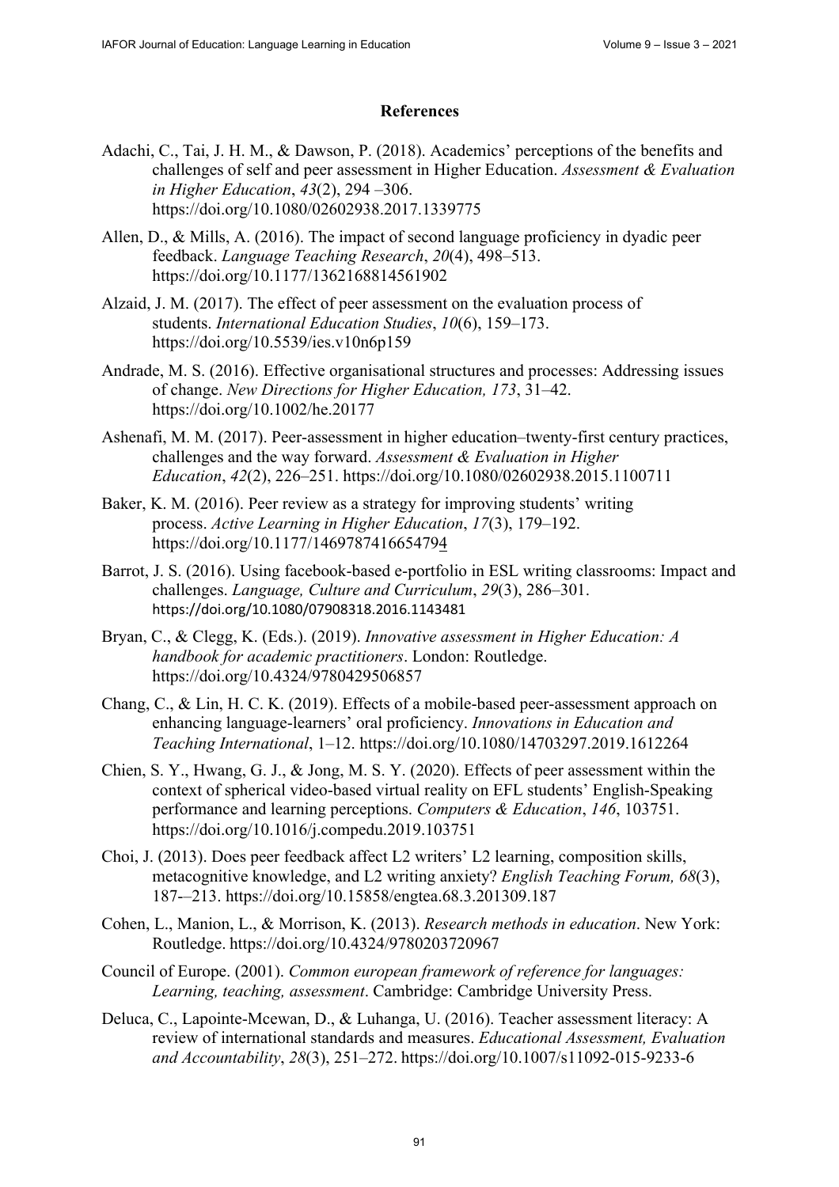## References

Adachi, C., Tai, J. H. M., & Dawson, P. (2018). Academics' perceptions of the benefits and challenges of self and peer assessment in Higher Education. *Assessment & Evaluation in Higher Education*, *43*(2), 294 –306. https://doi.org/10.1080/02602938.2017.1339775

Allen, D., & Mills, A. (2016). The impact of second language proficiency in dyadic peer feedback. *Language Teaching Research*, *20*(4), 498–513. https://doi.org/10.1177/1362168814561902

Alzaid, J. M. (2017). The effect of peer assessment on the evaluation process of students. *International Education Studies*, *10*(6), 159–173. https://doi.org/10.5539/ies.v10n6p159

Andrade, M. S. (2016). Effective organisational structures and processes: Addressing issues of change. *New Directions for Higher Education, 173*, 31–42. https://doi.org/10.1002/he.20177

Ashenafi, M. M. (2017). Peer-assessment in higher education–twenty-first century practices, challenges and the way forward. *Assessment & Evaluation in Higher Education*, *42*(2), 226–251. https://doi.org/10.1080/02602938.2015.1100711

Baker, K. M. (2016). Peer review as a strategy for improving students' writing process. *Active Learning in Higher Education*, *17*(3), 179–192. https://doi.org/10.1177/1469787416654794

Barrot, J. S. (2016). Using facebook-based e-portfolio in ESL writing classrooms: Impact and challenges. *Language, Culture and Curriculum*, *29*(3), 286–301. https://doi.org/10.1080/07908318.2016.1143481

Bryan, C., & Clegg, K. (Eds.). (2019). *Innovative assessment in Higher Education: A handbook for academic practitioners*. London: Routledge. https://doi.org/10.4324/9780429506857

Chang, C., & Lin, H. C. K. (2019). Effects of a mobile-based peer-assessment approach on enhancing language-learners' oral proficiency. *Innovations in Education and Teaching International*, 1–12. https://doi.org/10.1080/14703297.2019.1612264

Chien, S. Y., Hwang, G. J., & Jong, M. S. Y. (2020). Effects of peer assessment within the context of spherical video-based virtual reality on EFL students' English-Speaking performance and learning perceptions. *Computers & Education*, *146*, 103751. https://doi.org/10.1016/j.compedu.2019.103751

Choi, J. (2013). Does peer feedback affect L2 writers' L2 learning, composition skills, metacognitive knowledge, and L2 writing anxiety? *English Teaching Forum, 68*(3), 187-–213. https://doi.org/10.15858/engtea.68.3.201309.187

Cohen, L., Manion, L., & Morrison, K. (2013). *Research methods in education*. New York: Routledge. https://doi.org/10.4324/9780203720967

Council of Europe. (2001). *Common european framework of reference for languages: Learning, teaching, assessment*. Cambridge: Cambridge University Press.

Deluca, C., Lapointe-Mcewan, D., & Luhanga, U. (2016). Teacher assessment literacy: A review of international standards and measures. *Educational Assessment, Evaluation and Accountability*, *28*(3), 251–272. https://doi.org/10.1007/s11092-015-9233-6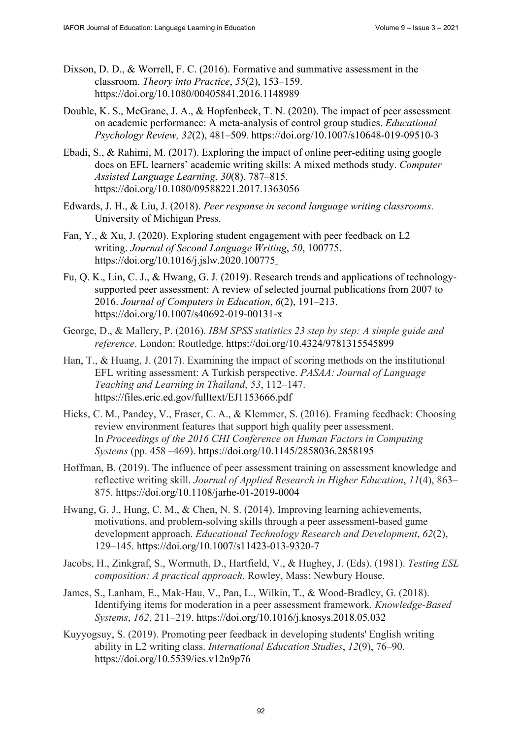Dixson, D. D., & Worrell, F. C. (2016). Formative and summative assessment in the classroom. *Theory into Practice*, *55*(2), 153–159. https://doi.org/10.1080/00405841.2016.1148989

Double, K. S., McGrane, J. A., & Hopfenbeck, T. N. (2020). The impact of peer assessment on academic performance: A meta-analysis of control group studies. *Educational Psychology Review, 32*(2), 481–509. https://doi.org/10.1007/s10648-019-09510-3

Ebadi, S., & Rahimi, M. (2017). Exploring the impact of online peer-editing using google docs on EFL learners' academic writing skills: A mixed methods study. *Computer Assisted Language Learning*, *30*(8), 787–815. https://doi.org/10.1080/09588221.2017.1363056

Edwards, J. H., & Liu, J. (2018). *Peer response in second language writing classrooms*. University of Michigan Press.

Fan, Y., & Xu, J. (2020). Exploring student engagement with peer feedback on L2 writing. *Journal of Second Language Writing*, *50*, 100775. https://doi.org/10.1016/j.jslw.2020.100775

Fu, Q. K., Lin, C. J., & Hwang, G. J. (2019). Research trends and applications of technology-supported peer assessment: A review of selected journal publications from 2007 to 2016. *Journal of Computers in Education*, *6*(2), 191–213. https://doi.org/10.1007/s40692-019-00131-x

George, D., & Mallery, P. (2016). *IBM SPSS statistics 23 step by step: A simple guide and reference*. London: Routledge. https://doi.org/10.4324/9781315545899

Han, T., & Huang, J. (2017). Examining the impact of scoring methods on the institutional EFL writing assessment: A Turkish perspective. *PASAA: Journal of Language Teaching and Learning in Thailand*, *53*, 112–147. https://files.eric.ed.gov/fulltext/EJ1153666.pdf

Hicks, C. M., Pandey, V., Fraser, C. A., & Klemmer, S. (2016). Framing feedback: Choosing review environment features that support high quality peer assessment. In *Proceedings of the 2016 CHI Conference on Human Factors in Computing Systems* (pp. 458 –469). https://doi.org/10.1145/2858036.2858195

Hoffman, B. (2019). The influence of peer assessment training on assessment knowledge and reflective writing skill. *Journal of Applied Research in Higher Education*, *11*(4), 863–875. https://doi.org/10.1108/jarhe-01-2019-0004

Hwang, G. J., Hung, C. M., & Chen, N. S. (2014). Improving learning achievements, motivations, and problem-solving skills through a peer assessment-based game development approach. *Educational Technology Research and Development*, *62*(2), 129–145. https://doi.org/10.1007/s11423-013-9320-7

Jacobs, H., Zinkgraf, S., Wormuth, D., Hartfield, V., & Hughey, J. (Eds). (1981). *Testing ESL composition: A practical approach*. Rowley, Mass: Newbury House.

James, S., Lanham, E., Mak-Hau, V., Pan, L., Wilkin, T., & Wood-Bradley, G. (2018). Identifying items for moderation in a peer assessment framework. *Knowledge-Based Systems*, *162*, 211–219. https://doi.org/10.1016/j.knosys.2018.05.032

Kuyyogsuy, S. (2019). Promoting peer feedback in developing students' English writing ability in L2 writing class. *International Education Studies*, *12*(9), 76–90. https://doi.org/10.5539/ies.v12n9p76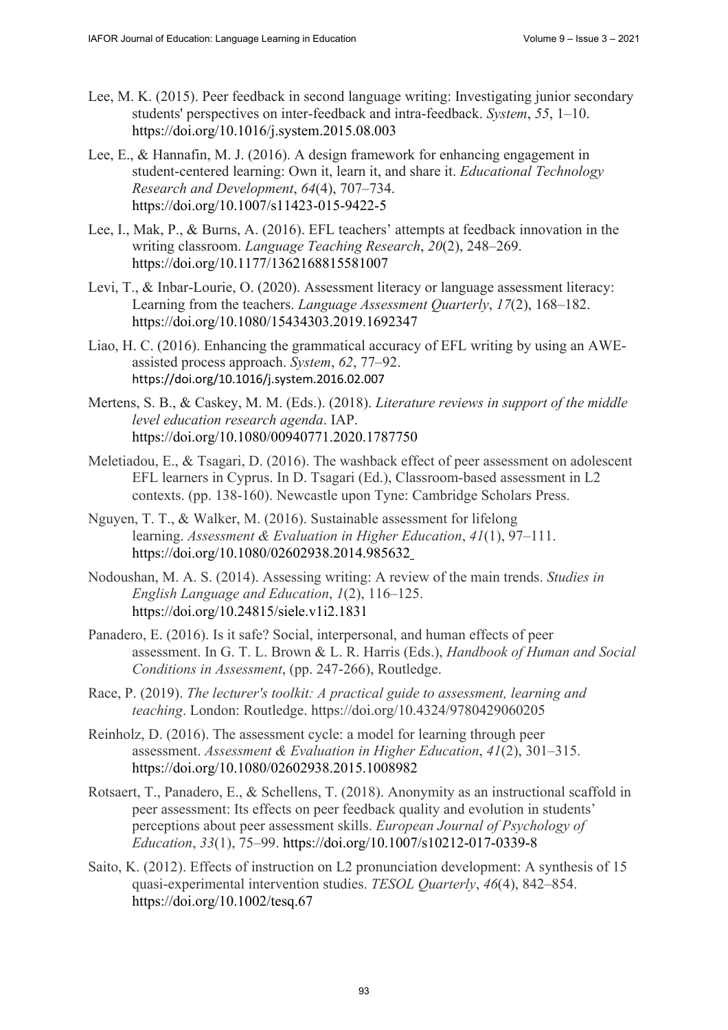Lee, M. K. (2015). Peer feedback in second language writing: Investigating junior secondary students' perspectives on inter-feedback and intra-feedback. *System*, *55*, 1–10. https://doi.org/10.1016/j.system.2015.08.003

Lee, E., & Hannafin, M. J. (2016). A design framework for enhancing engagement in student-centered learning: Own it, learn it, and share it. *Educational Technology Research and Development*, *64*(4), 707–734. https://doi.org/10.1007/s11423-015-9422-5

Lee, I., Mak, P., & Burns, A. (2016). EFL teachers' attempts at feedback innovation in the writing classroom. *Language Teaching Research*, *20*(2), 248–269. https://doi.org/10.1177/1362168815581007

Levi, T., & Inbar-Lourie, O. (2020). Assessment literacy or language assessment literacy: Learning from the teachers. *Language Assessment Quarterly*, *17*(2), 168–182. https://doi.org/10.1080/15434303.2019.1692347

Liao, H. C. (2016). Enhancing the grammatical accuracy of EFL writing by using an AWE-assisted process approach. *System*, *62*, 77–92. https://doi.org/10.1016/j.system.2016.02.007

Mertens, S. B., & Caskey, M. M. (Eds.). (2018). *Literature reviews in support of the middle level education research agenda*. IAP. https://doi.org/10.1080/00940771.2020.1787750

Meletiadou, E., & Tsagari, D. (2016). The washback effect of peer assessment on adolescent EFL learners in Cyprus. In D. Tsagari (Ed.), Classroom-based assessment in L2 contexts. (pp. 138-160). Newcastle upon Tyne: Cambridge Scholars Press.

Nguyen, T. T., & Walker, M. (2016). Sustainable assessment for lifelong learning. *Assessment & Evaluation in Higher Education*, *41*(1), 97–111. https://doi.org/10.1080/02602938.2014.985632

Nodoushan, M. A. S. (2014). Assessing writing: A review of the main trends. *Studies in English Language and Education*, *1*(2), 116–125. https://doi.org/10.24815/siele.v1i2.1831

Panadero, E. (2016). Is it safe? Social, interpersonal, and human effects of peer assessment. In G. T. L. Brown & L. R. Harris (Eds.), *Handbook of Human and Social Conditions in Assessment*, (pp. 247-266), Routledge.

Race, P. (2019). *The lecturer's toolkit: A practical guide to assessment, learning and teaching*. London: Routledge. https://doi.org/10.4324/9780429060205

Reinholz, D. (2016). The assessment cycle: a model for learning through peer assessment. *Assessment & Evaluation in Higher Education*, *41*(2), 301–315. https://doi.org/10.1080/02602938.2015.1008982

Rotsaert, T., Panadero, E., & Schellens, T. (2018). Anonymity as an instructional scaffold in peer assessment: Its effects on peer feedback quality and evolution in students' perceptions about peer assessment skills. *European Journal of Psychology of Education*, *33*(1), 75–99. https://doi.org/10.1007/s10212-017-0339-8

Saito, K. (2012). Effects of instruction on L2 pronunciation development: A synthesis of 15 quasi-experimental intervention studies. *TESOL Quarterly*, *46*(4), 842–854. https://doi.org/10.1002/tesq.67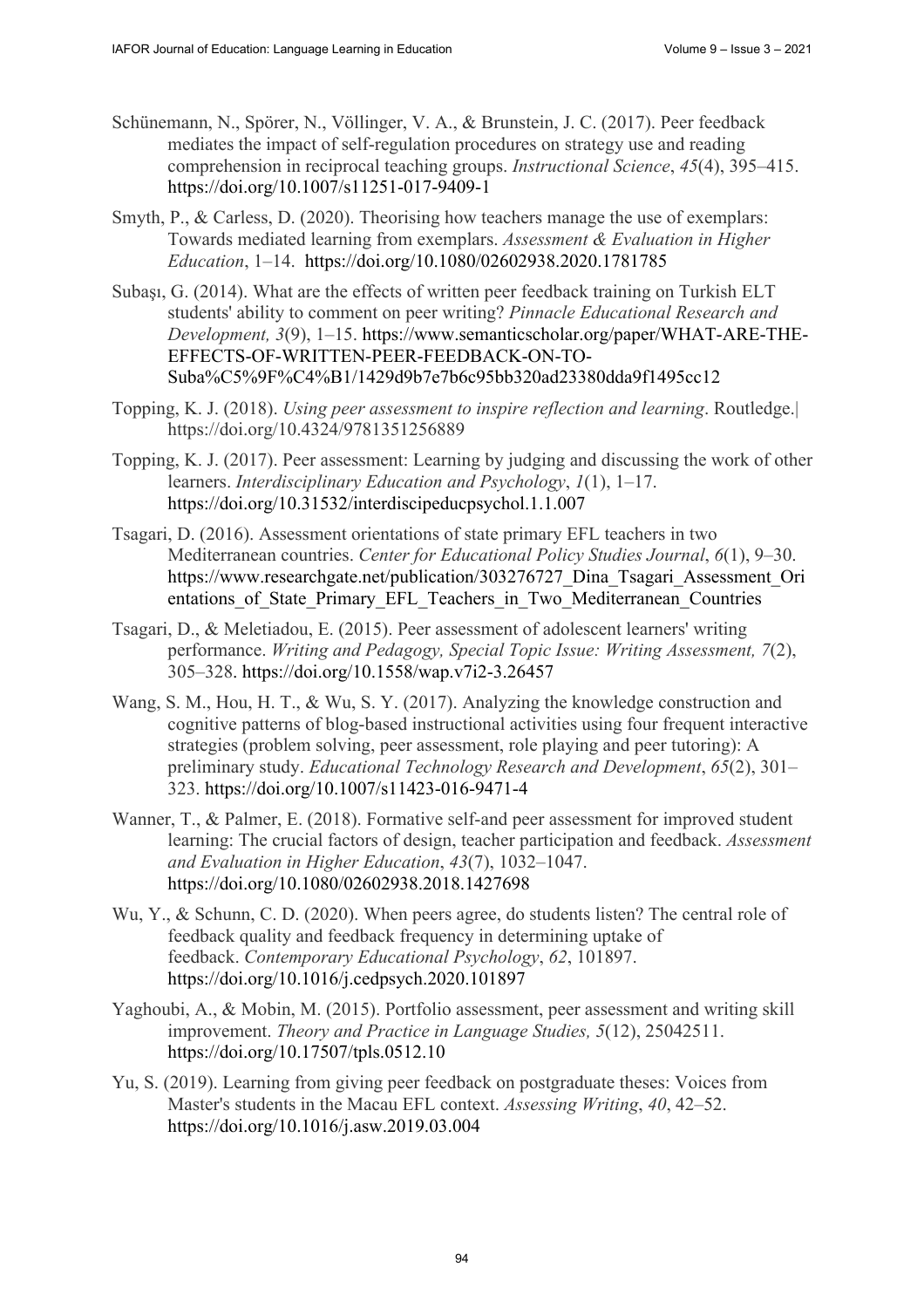Schünemann, N., Spörer, N., Völlinger, V. A., & Brunstein, J. C. (2017). Peer feedback mediates the impact of self-regulation procedures on strategy use and reading comprehension in reciprocal teaching groups. *Instructional Science*, *45*(4), 395–415. https://doi.org/10.1007/s11251-017-9409-1

Smyth, P., & Carless, D. (2020). Theorising how teachers manage the use of exemplars: Towards mediated learning from exemplars. *Assessment & Evaluation in Higher Education*, 1–14. https://doi.org/10.1080/02602938.2020.1781785

Subaşı, G. (2014). What are the effects of written peer feedback training on Turkish ELT students' ability to comment on peer writing? *Pinnacle Educational Research and Development, 3*(9), 1–15. https://www.semanticscholar.org/paper/WHAT-ARE-THE-EFFECTS-OF-WRITTEN-PEER-FEEDBACK-ON-TO-Suba%C5%9F%C4%B1/1429d9b7e7b6c95bb320ad23380dda9f1495cc12

Topping, K. J. (2018). *Using peer assessment to inspire reflection and learning*. Routledge.| https://doi.org/10.4324/9781351256889

Topping, K. J. (2017). Peer assessment: Learning by judging and discussing the work of other learners. *Interdisciplinary Education and Psychology*, *1*(1), 1–17. https://doi.org/10.31532/interdiscipeducpsychol.1.1.007

Tsagari, D. (2016). Assessment orientations of state primary EFL teachers in two Mediterranean countries. *Center for Educational Policy Studies Journal*, *6*(1), 9–30. https://www.researchgate.net/publication/303276727_Dina_Tsagari_Assessment_Orientations_of_State_Primary_EFL_Teachers_in_Two_Mediterranean_Countries

Tsagari, D., & Meletiadou, E. (2015). Peer assessment of adolescent learners' writing performance. *Writing and Pedagogy, Special Topic Issue: Writing Assessment, 7*(2), 305–328. https://doi.org/10.1558/wap.v7i2-3.26457

Wang, S. M., Hou, H. T., & Wu, S. Y. (2017). Analyzing the knowledge construction and cognitive patterns of blog-based instructional activities using four frequent interactive strategies (problem solving, peer assessment, role playing and peer tutoring): A preliminary study. *Educational Technology Research and Development*, *65*(2), 301–323. https://doi.org/10.1007/s11423-016-9471-4

Wanner, T., & Palmer, E. (2018). Formative self-and peer assessment for improved student learning: The crucial factors of design, teacher participation and feedback. *Assessment and Evaluation in Higher Education*, *43*(7), 1032–1047. https://doi.org/10.1080/02602938.2018.1427698

Wu, Y., & Schunn, C. D. (2020). When peers agree, do students listen? The central role of feedback quality and feedback frequency in determining uptake of feedback. *Contemporary Educational Psychology*, *62*, 101897. https://doi.org/10.1016/j.cedpsych.2020.101897

Yaghoubi, A., & Mobin, M. (2015). Portfolio assessment, peer assessment and writing skill improvement. *Theory and Practice in Language Studies, 5*(12), 25042511. https://doi.org/10.17507/tpls.0512.10

Yu, S. (2019). Learning from giving peer feedback on postgraduate theses: Voices from Master's students in the Macau EFL context. *Assessing Writing*, *40*, 42–52. https://doi.org/10.1016/j.asw.2019.03.004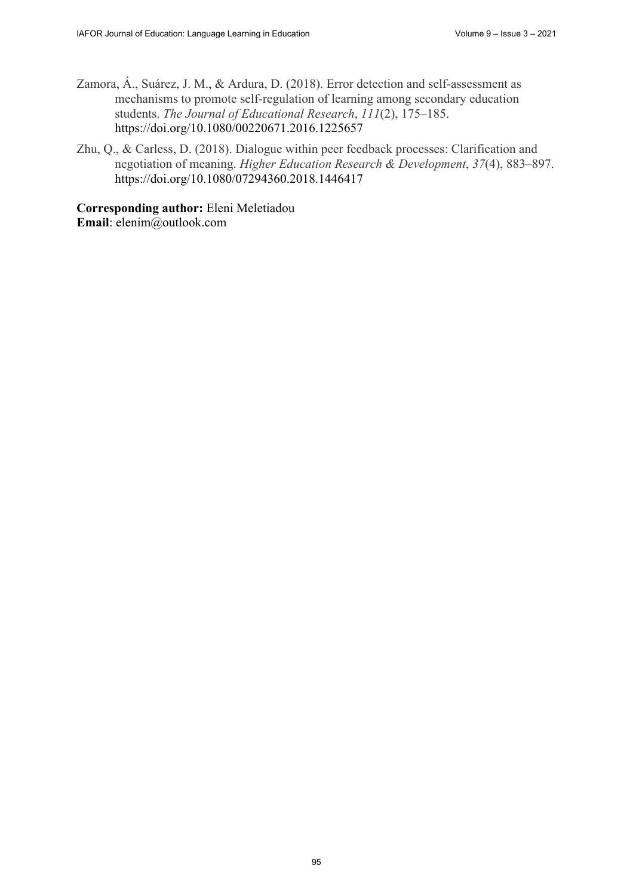Zamora, Á., Suárez, J. M., & Ardura, D. (2018). Error detection and self-assessment as mechanisms to promote self-regulation of learning among secondary education students. *The Journal of Educational Research*, *111*(2), 175–185. https://doi.org/10.1080/00220671.2016.1225657

Zhu, Q., & Carless, D. (2018). Dialogue within peer feedback processes: Clarification and negotiation of meaning. *Higher Education Research & Development*, *37*(4), 883–897. https://doi.org/10.1080/07294360.2018.1446417

**Corresponding author:** Eleni Meletiadou
**Email**: elenim@outlook.com